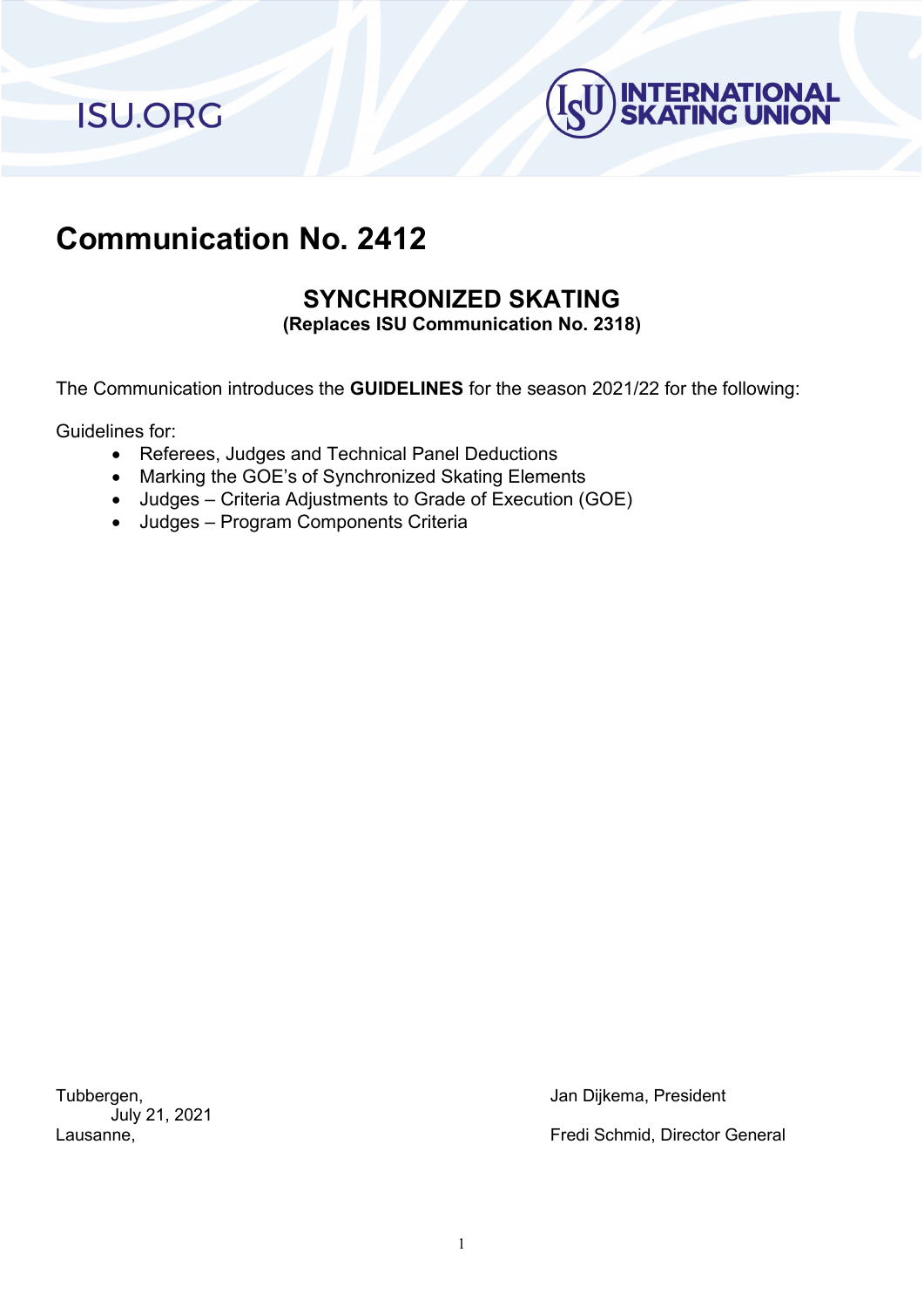# Communication No. 2412

## SYNCHRONIZED SKATING

**(Replaces ISU Communication No. 2318)**

The Communication introduces the **GUIDELINES** for the season 2021/22 for the following:

Guidelines for:

- Referees, Judges and Technical Panel Deductions
- Marking the GOE's of Synchronized Skating Elements
- Judges – Criteria Adjustments to Grade of Execution (GOE)
- Judges – Program Components Criteria

Tubbergen,
July 21, 2021
Lausanne,

Jan Dijkema, President

Fredi Schmid, Director General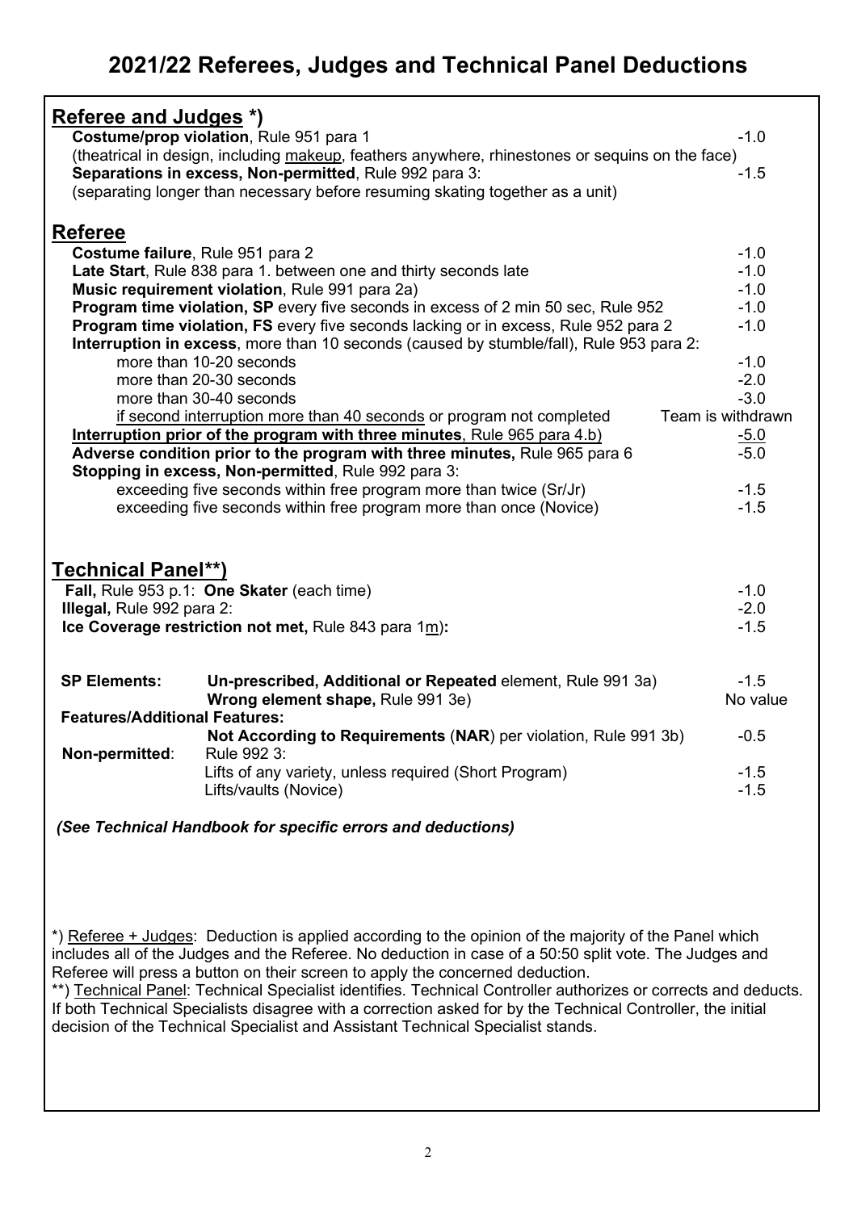# 2021/22 Referees, Judges and Technical Panel Deductions

## Referee and Judges *)

| | |
|---|---|
| **Costume/prop violation**, Rule 951 para 1 | -1.0 |
| (theatrical in design, including makeup, feathers anywhere, rhinestones or sequins on the face) | |
| **Separations in excess, Non-permitted**, Rule 992 para 3: | -1.5 |
| (separating longer than necessary before resuming skating together as a unit) | |

## Referee

| | |
|---|---|
| **Costume failure**, Rule 951 para 2 | -1.0 |
| **Late Start**, Rule 838 para 1. between one and thirty seconds late | -1.0 |
| **Music requirement violation**, Rule 991 para 2a) | -1.0 |
| **Program time violation, SP** every five seconds in excess of 2 min 50 sec, Rule 952 | -1.0 |
| **Program time violation, FS** every five seconds lacking or in excess, Rule 952 para 2 | -1.0 |
| **Interruption in excess**, more than 10 seconds (caused by stumble/fall), Rule 953 para 2: | |
| more than 10-20 seconds | -1.0 |
| more than 20-30 seconds | -2.0 |
| more than 30-40 seconds | -3.0 |
| if second interruption more than 40 seconds or program not completed | Team is withdrawn |
| **Interruption prior of the program with three minutes**, Rule 965 para 4.b) | -5.0 |
| **Adverse condition prior to the program with three minutes,** Rule 965 para 6 | -5.0 |
| **Stopping in excess, Non-permitted**, Rule 992 para 3: | |
| exceeding five seconds within free program more than twice (Sr/Jr) | -1.5 |
| exceeding five seconds within free program more than once (Novice) | -1.5 |

## Technical Panel**)

| | | |
|---|---|---|
| **Fall,** Rule 953 p.1: **One Skater** (each time) | | -1.0 |
| **Illegal,** Rule 992 para 2: | | -2.0 |
| **Ice Coverage restriction not met,** Rule 843 para 1m)**:** | | -1.5 |
| **SP Elements:** | **Un-prescribed, Additional or Repeated** element, Rule 991 3a) | -1.5 |
| | **Wrong element shape,** Rule 991 3e) | No value |
| **Features/Additional Features:** | | |
| | **Not According to Requirements** (**NAR**) per violation, Rule 991 3b) | -0.5 |
| **Non-permitted**: | Rule 992 3: | |
| | Lifts of any variety, unless required (Short Program) | -1.5 |
| | Lifts/vaults (Novice) | -1.5 |

***(See Technical Handbook for specific errors and deductions)***

*) Referee + Judges: Deduction is applied according to the opinion of the majority of the Panel which includes all of the Judges and the Referee. No deduction in case of a 50:50 split vote. The Judges and Referee will press a button on their screen to apply the concerned deduction.

**) Technical Panel: Technical Specialist identifies. Technical Controller authorizes or corrects and deducts. If both Technical Specialists disagree with a correction asked for by the Technical Controller, the initial decision of the Technical Specialist and Assistant Technical Specialist stands.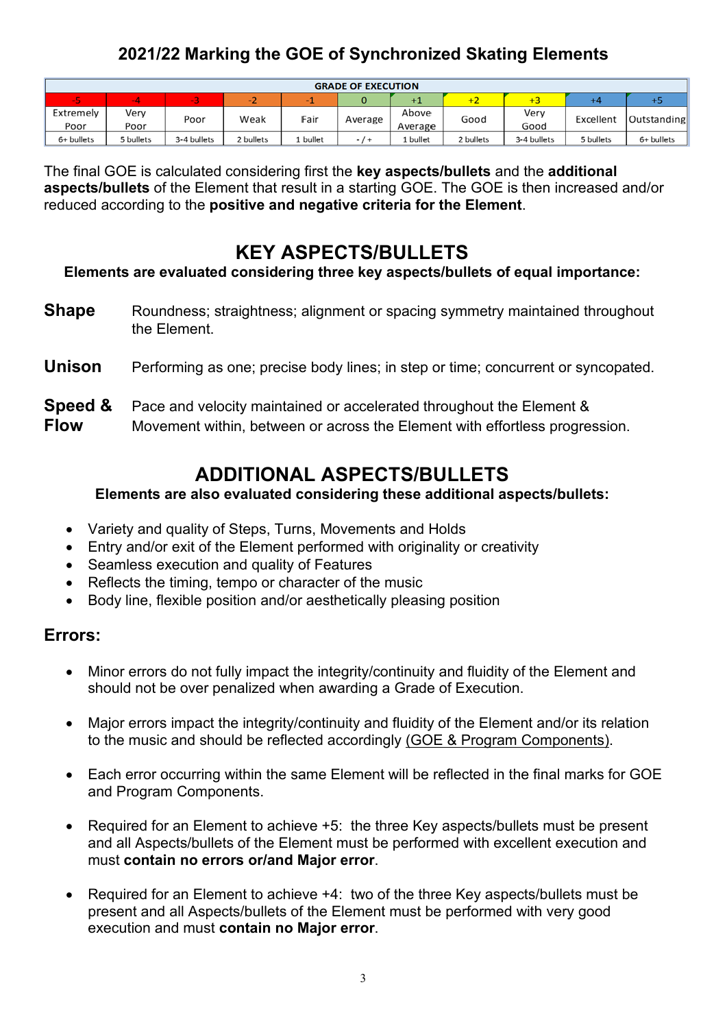## 2021/22 Marking the GOE of Synchronized Skating Elements

| GRADE OF EXECUTION | | | | | | | | | | |
|---|---|---|---|---|---|---|---|---|---|---|
| -5 | -4 | -3 | -2 | -1 | 0 | +1 | +2 | +3 | +4 | +5 |
| Extremely Poor | Very Poor | Poor | Weak | Fair | Average | Above Average | Good | Very Good | Excellent | Outstanding |
| 6+ bullets | 5 bullets | 3-4 bullets | 2 bullets | 1 bullet | - / + | 1 bullet | 2 bullets | 3-4 bullets | 5 bullets | 6+ bullets |

The final GOE is calculated considering first the **key aspects/bullets** and the **additional aspects/bullets** of the Element that result in a starting GOE. The GOE is then increased and/or reduced according to the **positive and negative criteria for the Element**.

# KEY ASPECTS/BULLETS

**Elements are evaluated considering three key aspects/bullets of equal importance:**

**Shape** Roundness; straightness; alignment or spacing symmetry maintained throughout the Element.

**Unison** Performing as one; precise body lines; in step or time; concurrent or syncopated.

**Speed & Flow** Pace and velocity maintained or accelerated throughout the Element & Movement within, between or across the Element with effortless progression.

# ADDITIONAL ASPECTS/BULLETS

**Elements are also evaluated considering these additional aspects/bullets:**

- Variety and quality of Steps, Turns, Movements and Holds
- Entry and/or exit of the Element performed with originality or creativity
- Seamless execution and quality of Features
- Reflects the timing, tempo or character of the music
- Body line, flexible position and/or aesthetically pleasing position

## Errors:

- Minor errors do not fully impact the integrity/continuity and fluidity of the Element and should not be over penalized when awarding a Grade of Execution.
- Major errors impact the integrity/continuity and fluidity of the Element and/or its relation to the music and should be reflected accordingly (GOE & Program Components).
- Each error occurring within the same Element will be reflected in the final marks for GOE and Program Components.
- Required for an Element to achieve +5: the three Key aspects/bullets must be present and all Aspects/bullets of the Element must be performed with excellent execution and must **contain no errors or/and Major error**.
- Required for an Element to achieve +4: two of the three Key aspects/bullets must be present and all Aspects/bullets of the Element must be performed with very good execution and must **contain no Major error**.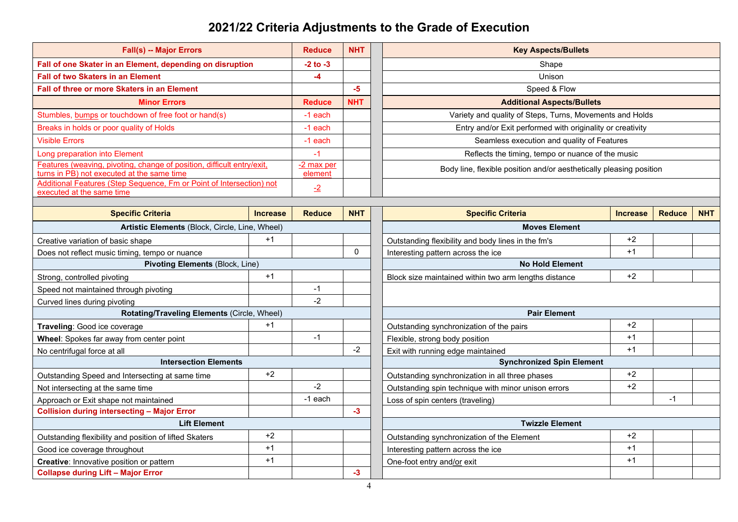# 2021/22 Criteria Adjustments to the Grade of Execution

| Fall(s) -- Major Errors | Reduce | NHT |
|---|---|---|
| **Fall of one Skater in an Element, depending on disruption** | **-2 to -3** | |
| **Fall of two Skaters in an Element** | **-4** | |
| **Fall of three or more Skaters in an Element** | | **-5** |
| **Minor Errors** | **Reduce** | **NHT** |
| Stumbles, bumps or touchdown of free foot or hand(s) | -1 each | |
| Breaks in holds or poor quality of Holds | -1 each | |
| Visible Errors | -1 each | |
| Long preparation into Element | -1 | |
| Features (weaving, pivoting, change of position, difficult entry/exit, turns in PB) not executed at the same time | -2 max per element | |
| Additional Features (Step Sequence, Fm or Point of Intersection) not executed at the same time | -2 | |

| Key Aspects/Bullets |
|---|
| Shape |
| Unison |
| Speed & Flow |
| **Additional Aspects/Bullets** |
| Variety and quality of Steps, Turns, Movements and Holds |
| Entry and/or Exit performed with originality or creativity |
| Seamless execution and quality of Features |
| Reflects the timing, tempo or nuance of the music |
| Body line, flexible position and/or aesthetically pleasing position |

| Specific Criteria | Increase | Reduce | NHT |
|---|---|---|---|
| **Artistic Elements** (Block, Circle, Line, Wheel) | | | |
| Creative variation of basic shape | +1 | | |
| Does not reflect music timing, tempo or nuance | | | 0 |
| **Pivoting Elements** (Block, Line) | | | |
| Strong, controlled pivoting | +1 | | |
| Speed not maintained through pivoting | | -1 | |
| Curved lines during pivoting | | -2 | |
| **Rotating/Traveling Elements** (Circle, Wheel) | | | |
| **Traveling**: Good ice coverage | +1 | | |
| **Wheel**: Spokes far away from center point | | -1 | |
| No centrifugal force at all | | | -2 |
| **Intersection Elements** | | | |
| Outstanding Speed and Intersecting at same time | +2 | | |
| Not intersecting at the same time | | -2 | |
| Approach or Exit shape not maintained | | -1 each | |
| **Collision during intersecting – Major Error** | | | **-3** |
| **Lift Element** | | | |
| Outstanding flexibility and position of lifted Skaters | +2 | | |
| Good ice coverage throughout | +1 | | |
| **Creative**: Innovative position or pattern | +1 | | |
| **Collapse during Lift – Major Error** | | | **-3** |

| Specific Criteria | Increase | Reduce | NHT |
|---|---|---|---|
| **Moves Element** | | | |
| Outstanding flexibility and body lines in the fm's | +2 | | |
| Interesting pattern across the ice | +1 | | |
| **No Hold Element** | | | |
| Block size maintained within two arm lengths distance | +2 | | |
| **Pair Element** | | | |
| Outstanding synchronization of the pairs | +2 | | |
| Flexible, strong body position | +1 | | |
| Exit with running edge maintained | +1 | | |
| **Synchronized Spin Element** | | | |
| Outstanding synchronization in all three phases | +2 | | |
| Outstanding spin technique with minor unison errors | +2 | | |
| Loss of spin centers (traveling) | | -1 | |
| **Twizzle Element** | | | |
| Outstanding synchronization of the Element | +2 | | |
| Interesting pattern across the ice | +1 | | |
| One-foot entry and/or exit | +1 | | |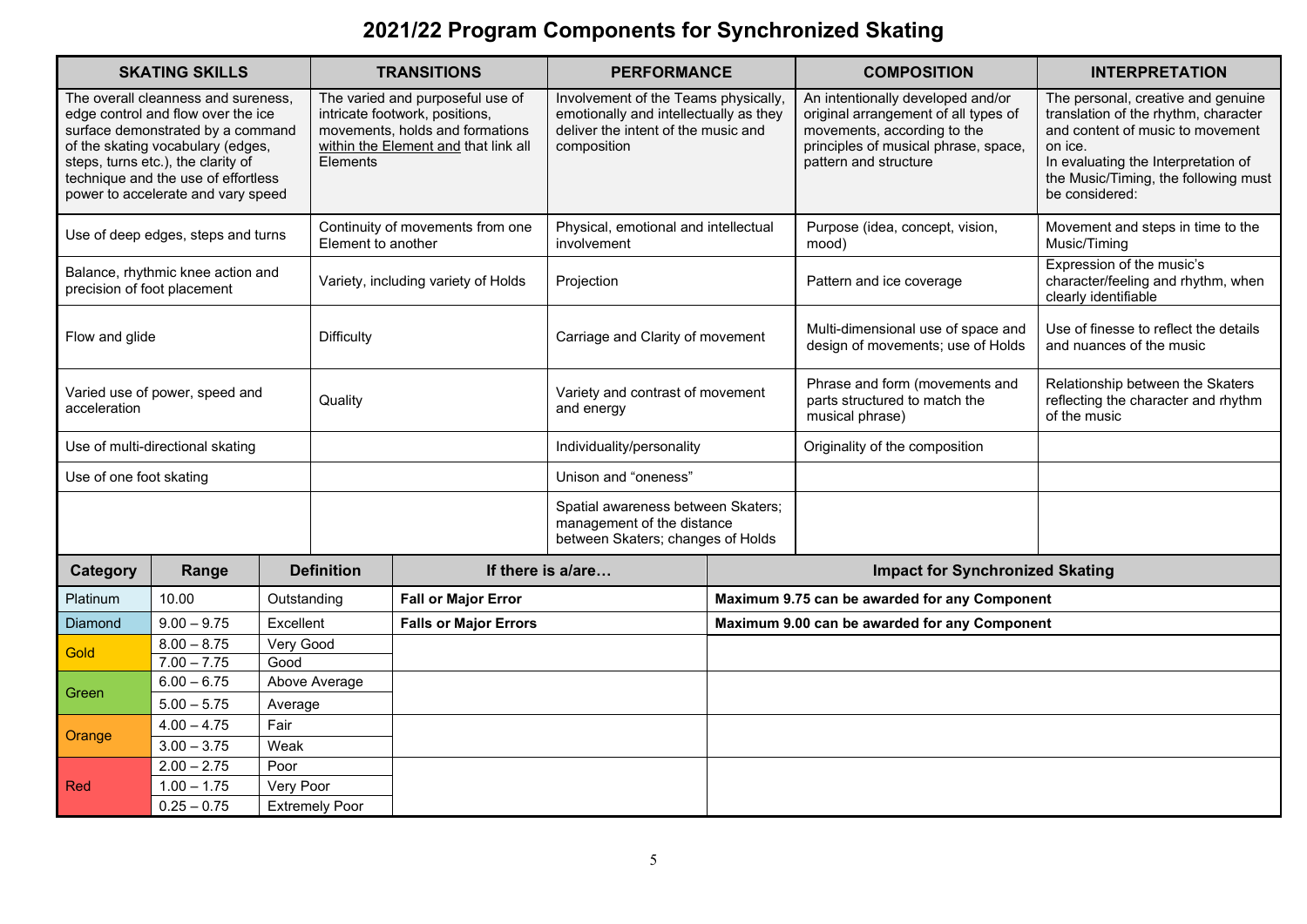# 2021/22 Program Components for Synchronized Skating

| SKATING SKILLS | TRANSITIONS | PERFORMANCE | COMPOSITION | INTERPRETATION |
|---|---|---|---|---|
| The overall cleanness and sureness, edge control and flow over the ice surface demonstrated by a command of the skating vocabulary (edges, steps, turns etc.), the clarity of technique and the use of effortless power to accelerate and vary speed | The varied and purposeful use of intricate footwork, positions, movements, holds and formations within the Element and that link all Elements | Involvement of the Teams physically, emotionally and intellectually as they deliver the intent of the music and composition | An intentionally developed and/or original arrangement of all types of movements, according to the principles of musical phrase, space, pattern and structure | The personal, creative and genuine translation of the rhythm, character and content of music to movement on ice. In evaluating the Interpretation of the Music/Timing, the following must be considered: |
| Use of deep edges, steps and turns | Continuity of movements from one Element to another | Physical, emotional and intellectual involvement | Purpose (idea, concept, vision, mood) | Movement and steps in time to the Music/Timing |
| Balance, rhythmic knee action and precision of foot placement | Variety, including variety of Holds | Projection | Pattern and ice coverage | Expression of the music's character/feeling and rhythm, when clearly identifiable |
| Flow and glide | Difficulty | Carriage and Clarity of movement | Multi-dimensional use of space and design of movements; use of Holds | Use of finesse to reflect the details and nuances of the music |
| Varied use of power, speed and acceleration | Quality | Variety and contrast of movement and energy | Phrase and form (movements and parts structured to match the musical phrase) | Relationship between the Skaters reflecting the character and rhythm of the music |
| Use of multi-directional skating | | Individuality/personality | Originality of the composition | |
| Use of one foot skating | | Unison and "oneness" | | |
| | | Spatial awareness between Skaters; management of the distance between Skaters; changes of Holds | | |

| Category | Range | Definition | If there is a/are… | Impact for Synchronized Skating |
|---|---|---|---|---|
| Platinum | 10.00 | Outstanding | **Fall or Major Error** | **Maximum 9.75 can be awarded for any Component** |
| Diamond | 9.00 – 9.75 | Excellent | **Falls or Major Errors** | **Maximum 9.00 can be awarded for any Component** |
| Gold | 8.00 – 8.75 | Very Good | | |
| | 7.00 – 7.75 | Good | | |
| Green | 6.00 – 6.75 | Above Average | | |
| | 5.00 – 5.75 | Average | | |
| Orange | 4.00 – 4.75 | Fair | | |
| | 3.00 – 3.75 | Weak | | |
| Red | 2.00 – 2.75 | Poor | | |
| | 1.00 – 1.75 | Very Poor | | |
| | 0.25 – 0.75 | Extremely Poor | | |